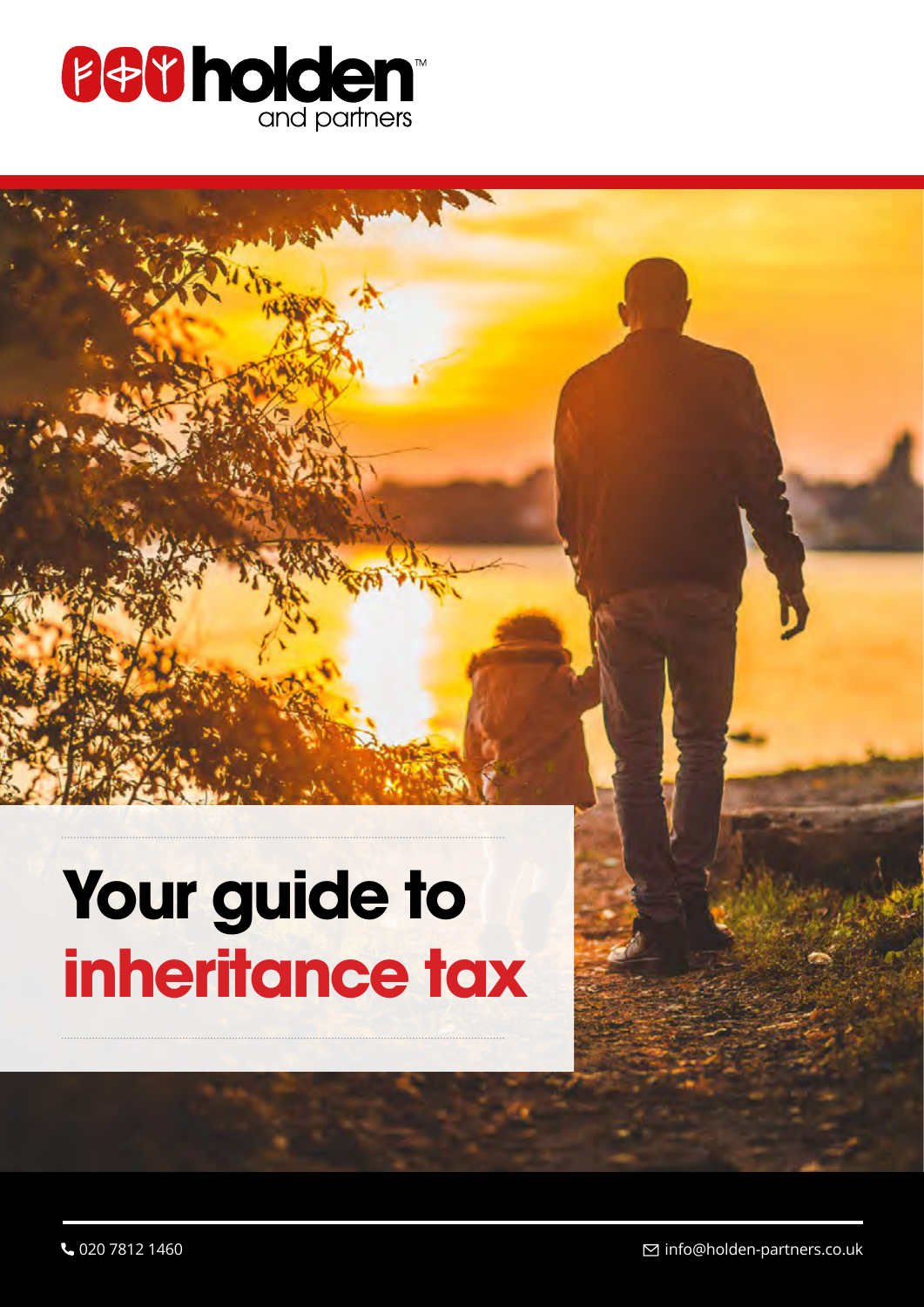holden and partners

# Your guide to inheritance tax

020 7812 1460

info@holden-partners.co.uk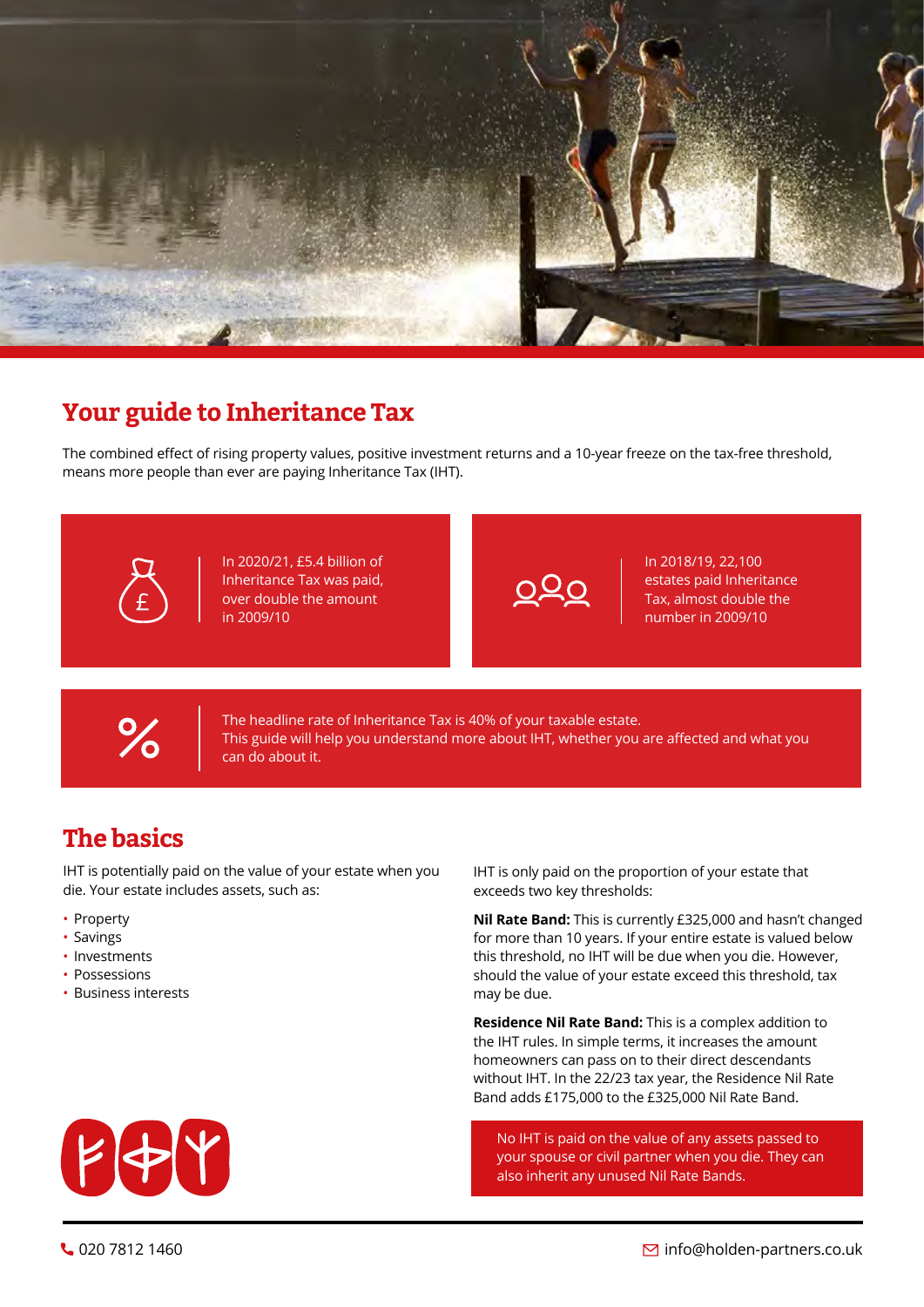# Your guide to Inheritance Tax

The combined effect of rising property values, positive investment returns and a 10-year freeze on the tax-free threshold, means more people than ever are paying Inheritance Tax (IHT).

In 2020/21, £5.4 billion of Inheritance Tax was paid, over double the amount in 2009/10

In 2018/19, 22,100 estates paid Inheritance Tax, almost double the number in 2009/10

The headline rate of Inheritance Tax is 40% of your taxable estate. This guide will help you understand more about IHT, whether you are affected and what you can do about it.

## The basics

IHT is potentially paid on the value of your estate when you die. Your estate includes assets, such as:

- Property
- Savings
- Investments
- Possessions
- Business interests

IHT is only paid on the proportion of your estate that exceeds two key thresholds:

**Nil Rate Band:** This is currently £325,000 and hasn't changed for more than 10 years. If your entire estate is valued below this threshold, no IHT will be due when you die. However, should the value of your estate exceed this threshold, tax may be due.

**Residence Nil Rate Band:** This is a complex addition to the IHT rules. In simple terms, it increases the amount homeowners can pass on to their direct descendants without IHT. In the 22/23 tax year, the Residence Nil Rate Band adds £175,000 to the £325,000 Nil Rate Band.

No IHT is paid on the value of any assets passed to your spouse or civil partner when you die. They can also inherit any unused Nil Rate Bands.

020 7812 1460

info@holden-partners.co.uk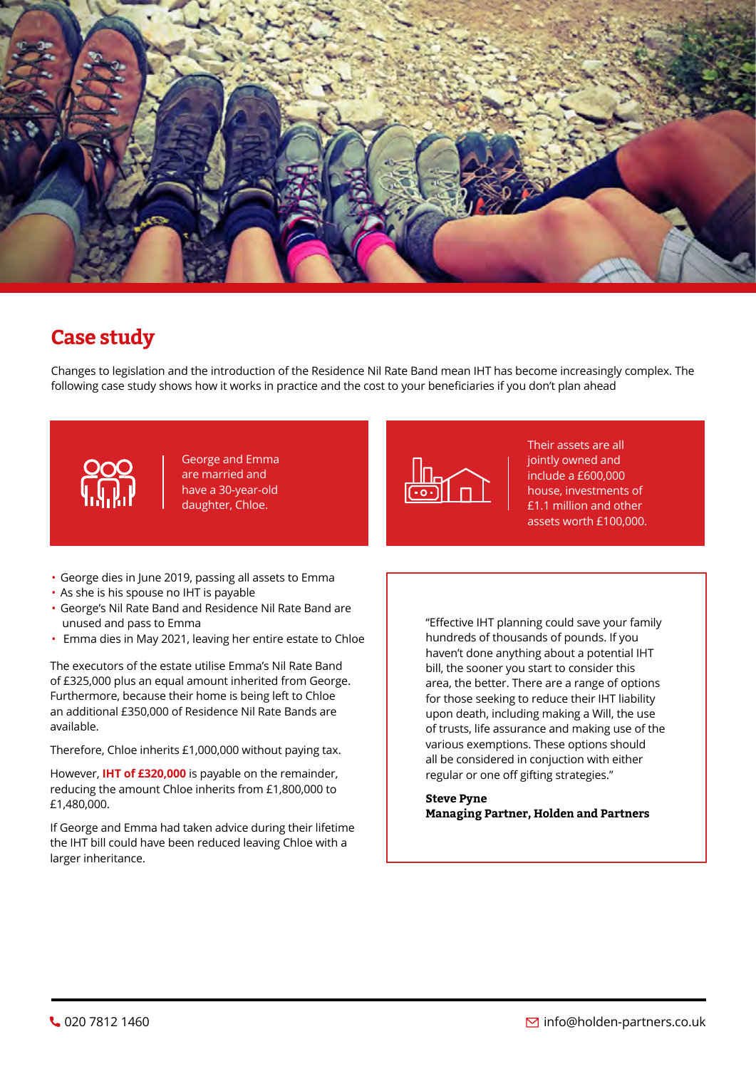## Case study

Changes to legislation and the introduction of the Residence Nil Rate Band mean IHT has become increasingly complex. The following case study shows how it works in practice and the cost to your beneficiaries if you don't plan ahead

George and Emma are married and have a 30-year-old daughter, Chloe.

Their assets are all jointly owned and include a £600,000 house, investments of £1.1 million and other assets worth £100,000.

- George dies in June 2019, passing all assets to Emma
- As she is his spouse no IHT is payable
- George's Nil Rate Band and Residence Nil Rate Band are unused and pass to Emma
- Emma dies in May 2021, leaving her entire estate to Chloe

The executors of the estate utilise Emma's Nil Rate Band of £325,000 plus an equal amount inherited from George. Furthermore, because their home is being left to Chloe an additional £350,000 of Residence Nil Rate Bands are available.

Therefore, Chloe inherits £1,000,000 without paying tax.

However, **IHT of £320,000** is payable on the remainder, reducing the amount Chloe inherits from £1,800,000 to £1,480,000.

If George and Emma had taken advice during their lifetime the IHT bill could have been reduced leaving Chloe with a larger inheritance.

"Effective IHT planning could save your family hundreds of thousands of pounds. If you haven't done anything about a potential IHT bill, the sooner you start to consider this area, the better. There are a range of options for those seeking to reduce their IHT liability upon death, including making a Will, the use of trusts, life assurance and making use of the various exemptions. These options should all be considered in conjuction with either regular or one off gifting strategies."

**Steve Pyne**
**Managing Partner, Holden and Partners**

020 7812 1460 | info@holden-partners.co.uk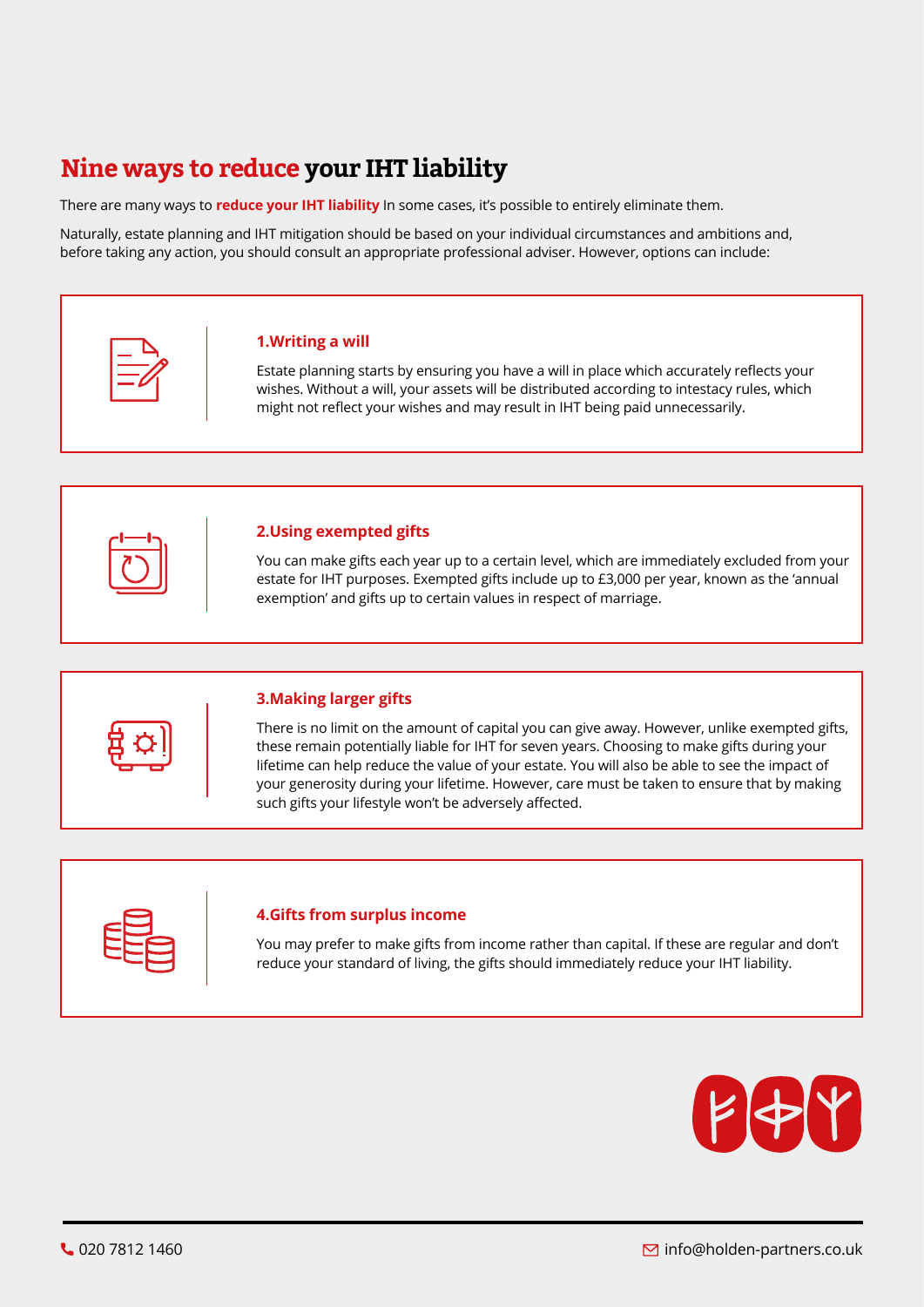# Nine ways to reduce your IHT liability

There are many ways to **reduce your IHT liability** In some cases, it's possible to entirely eliminate them.

Naturally, estate planning and IHT mitigation should be based on your individual circumstances and ambitions and, before taking any action, you should consult an appropriate professional adviser. However, options can include:

### 1.Writing a will

Estate planning starts by ensuring you have a will in place which accurately reflects your wishes. Without a will, your assets will be distributed according to intestacy rules, which might not reflect your wishes and may result in IHT being paid unnecessarily.

### 2.Using exempted gifts

You can make gifts each year up to a certain level, which are immediately excluded from your estate for IHT purposes. Exempted gifts include up to £3,000 per year, known as the 'annual exemption' and gifts up to certain values in respect of marriage.

### 3.Making larger gifts

There is no limit on the amount of capital you can give away. However, unlike exempted gifts, these remain potentially liable for IHT for seven years. Choosing to make gifts during your lifetime can help reduce the value of your estate. You will also be able to see the impact of your generosity during your lifetime. However, care must be taken to ensure that by making such gifts your lifestyle won't be adversely affected.

### 4.Gifts from surplus income

You may prefer to make gifts from income rather than capital. If these are regular and don't reduce your standard of living, the gifts should immediately reduce your IHT liability.

020 7812 1460

info@holden-partners.co.uk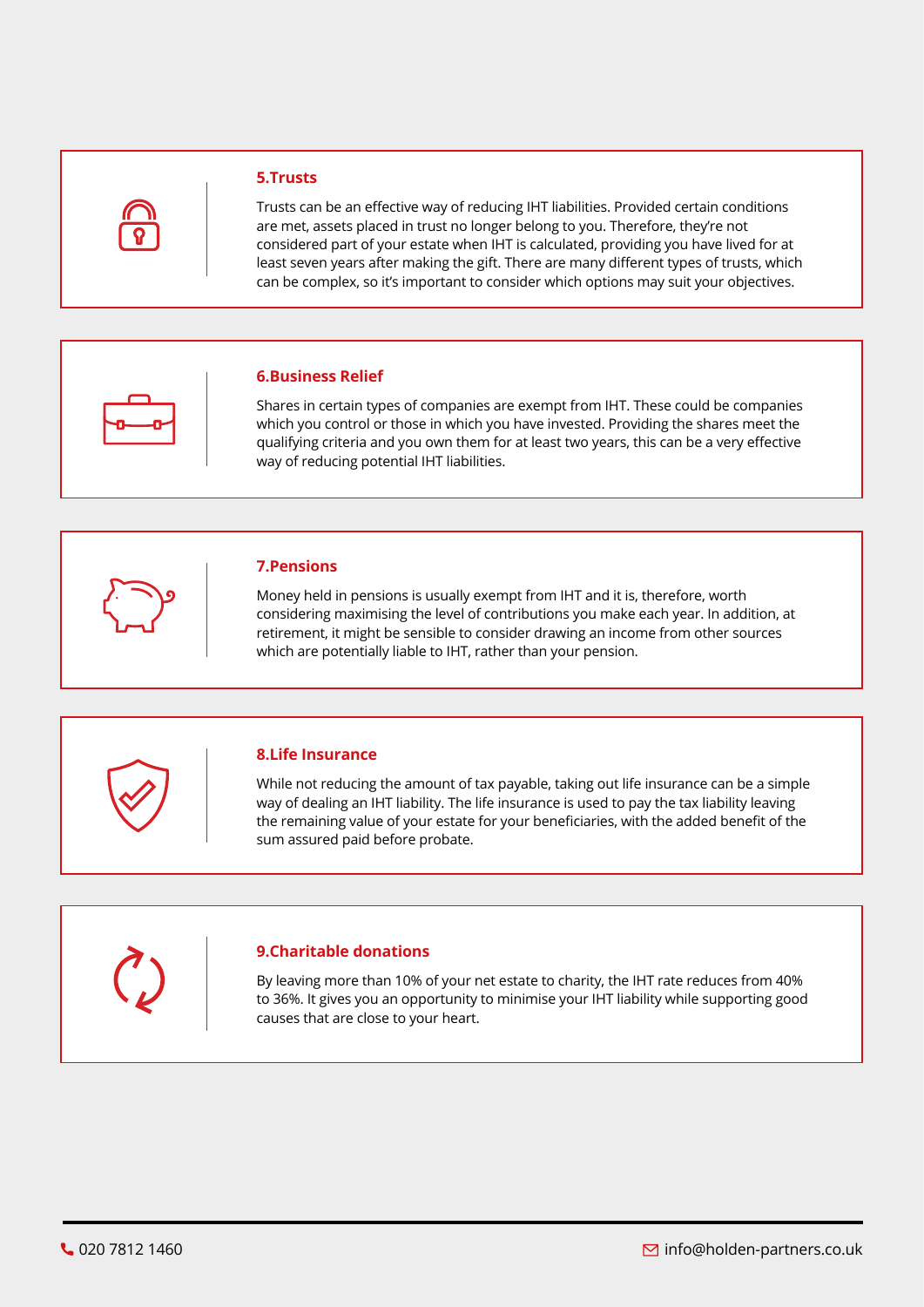### 5.Trusts

Trusts can be an effective way of reducing IHT liabilities. Provided certain conditions are met, assets placed in trust no longer belong to you. Therefore, they're not considered part of your estate when IHT is calculated, providing you have lived for at least seven years after making the gift. There are many different types of trusts, which can be complex, so it's important to consider which options may suit your objectives.

### 6.Business Relief

Shares in certain types of companies are exempt from IHT. These could be companies which you control or those in which you have invested. Providing the shares meet the qualifying criteria and you own them for at least two years, this can be a very effective way of reducing potential IHT liabilities.

### 7.Pensions

Money held in pensions is usually exempt from IHT and it is, therefore, worth considering maximising the level of contributions you make each year. In addition, at retirement, it might be sensible to consider drawing an income from other sources which are potentially liable to IHT, rather than your pension.

### 8.Life Insurance

While not reducing the amount of tax payable, taking out life insurance can be a simple way of dealing an IHT liability. The life insurance is used to pay the tax liability leaving the remaining value of your estate for your beneficiaries, with the added benefit of the sum assured paid before probate.

### 9.Charitable donations

By leaving more than 10% of your net estate to charity, the IHT rate reduces from 40% to 36%. It gives you an opportunity to minimise your IHT liability while supporting good causes that are close to your heart.

020 7812 1460

info@holden-partners.co.uk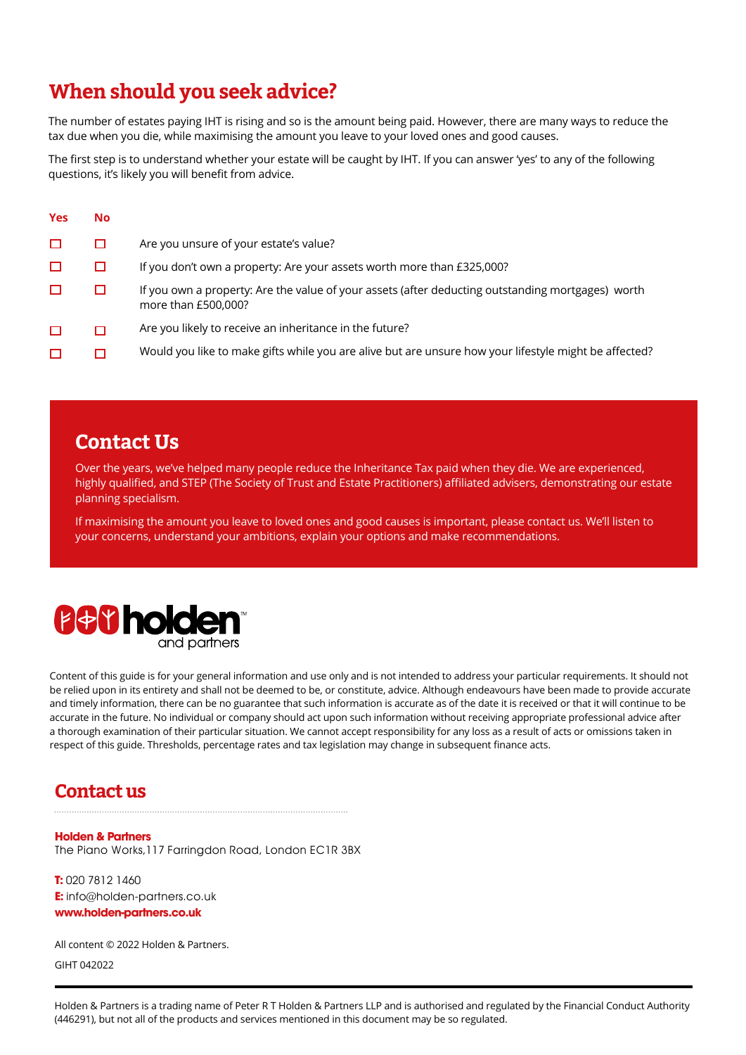## When should you seek advice?

The number of estates paying IHT is rising and so is the amount being paid. However, there are many ways to reduce the tax due when you die, while maximising the amount you leave to your loved ones and good causes.

The first step is to understand whether your estate will be caught by IHT. If you can answer 'yes' to any of the following questions, it's likely you will benefit from advice.

| Yes | No | |
|---|---|---|
| ☐ | ☐ | Are you unsure of your estate's value? |
| ☐ | ☐ | If you don't own a property: Are your assets worth more than £325,000? |
| ☐ | ☐ | If you own a property: Are the value of your assets (after deducting outstanding mortgages) worth more than £500,000? |
| ☐ | ☐ | Are you likely to receive an inheritance in the future? |
| ☐ | ☐ | Would you like to make gifts while you are alive but are unsure how your lifestyle might be affected? |

## Contact Us

Over the years, we've helped many people reduce the Inheritance Tax paid when they die. We are experienced, highly qualified, and STEP (The Society of Trust and Estate Practitioners) affiliated advisers, demonstrating our estate planning specialism.

If maximising the amount you leave to loved ones and good causes is important, please contact us. We'll listen to your concerns, understand your ambitions, explain your options and make recommendations.

holden and partners™

Content of this guide is for your general information and use only and is not intended to address your particular requirements. It should not be relied upon in its entirety and shall not be deemed to be, or constitute, advice. Although endeavours have been made to provide accurate and timely information, there can be no guarantee that such information is accurate as of the date it is received or that it will continue to be accurate in the future. No individual or company should act upon such information without receiving appropriate professional advice after a thorough examination of their particular situation. We cannot accept responsibility for any loss as a result of acts or omissions taken in respect of this guide. Thresholds, percentage rates and tax legislation may change in subsequent finance acts.

## Contact us

**Holden & Partners**
The Piano Works,117 Farringdon Road, London EC1R 3BX

**T:** 020 7812 1460
**E:** info@holden-partners.co.uk
**www.holden-partners.co.uk**

All content © 2022 Holden & Partners.

GIHT 042022

Holden & Partners is a trading name of Peter R T Holden & Partners LLP and is authorised and regulated by the Financial Conduct Authority (446291), but not all of the products and services mentioned in this document may be so regulated.